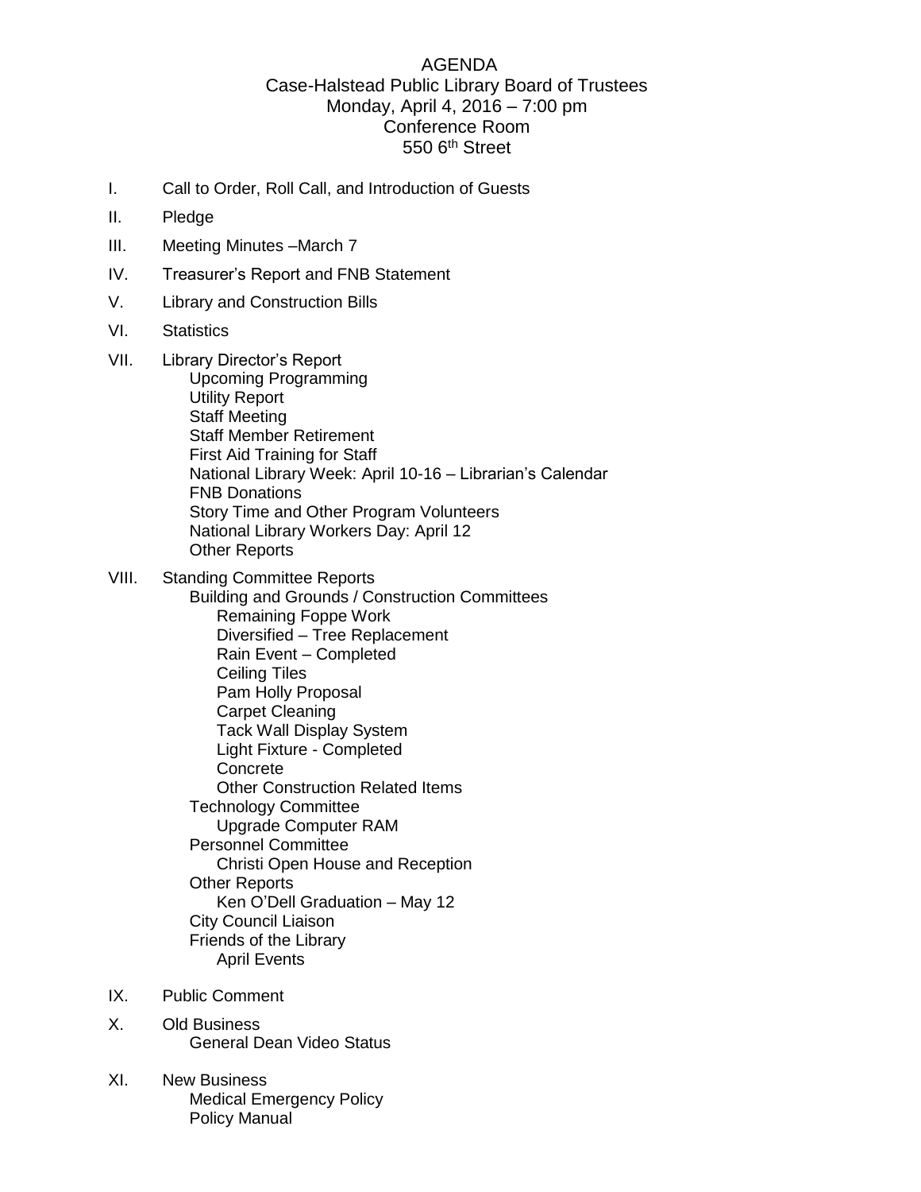# AGENDA

## Case-Halstead Public Library Board of Trustees

Monday, April 4, 2016 – 7:00 pm
Conference Room
550 6th Street

I. Call to Order, Roll Call, and Introduction of Guests

II. Pledge

III. Meeting Minutes –March 7

IV. Treasurer's Report and FNB Statement

V. Library and Construction Bills

VI. Statistics

VII. Library Director's Report
- Upcoming Programming
- Utility Report
- Staff Meeting
- Staff Member Retirement
- First Aid Training for Staff
- National Library Week: April 10-16 – Librarian's Calendar
- FNB Donations
- Story Time and Other Program Volunteers
- National Library Workers Day: April 12
- Other Reports

VIII. Standing Committee Reports
- Building and Grounds / Construction Committees
  - Remaining Foppe Work
  - Diversified – Tree Replacement
  - Rain Event – Completed
  - Ceiling Tiles
  - Pam Holly Proposal
  - Carpet Cleaning
  - Tack Wall Display System
  - Light Fixture - Completed
  - Concrete
  - Other Construction Related Items
- Technology Committee
  - Upgrade Computer RAM
- Personnel Committee
  - Christi Open House and Reception
- Other Reports
  - Ken O'Dell Graduation – May 12
- City Council Liaison
- Friends of the Library
  - April Events

IX. Public Comment

X. Old Business
- General Dean Video Status

XI. New Business
- Medical Emergency Policy
- Policy Manual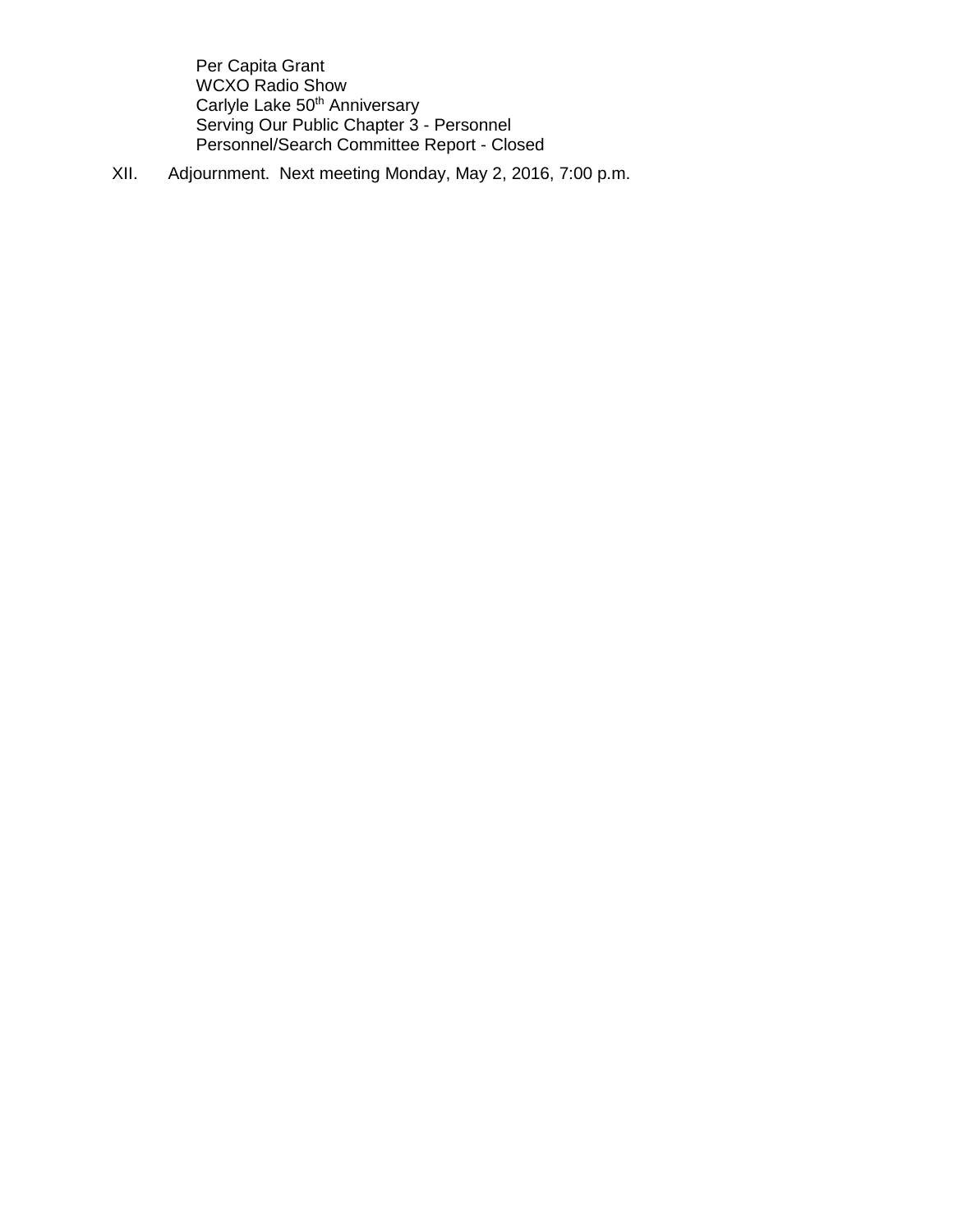Per Capita Grant
WCXO Radio Show
Carlyle Lake 50th Anniversary
Serving Our Public Chapter 3 - Personnel
Personnel/Search Committee Report - Closed

XII. Adjournment. Next meeting Monday, May 2, 2016, 7:00 p.m.